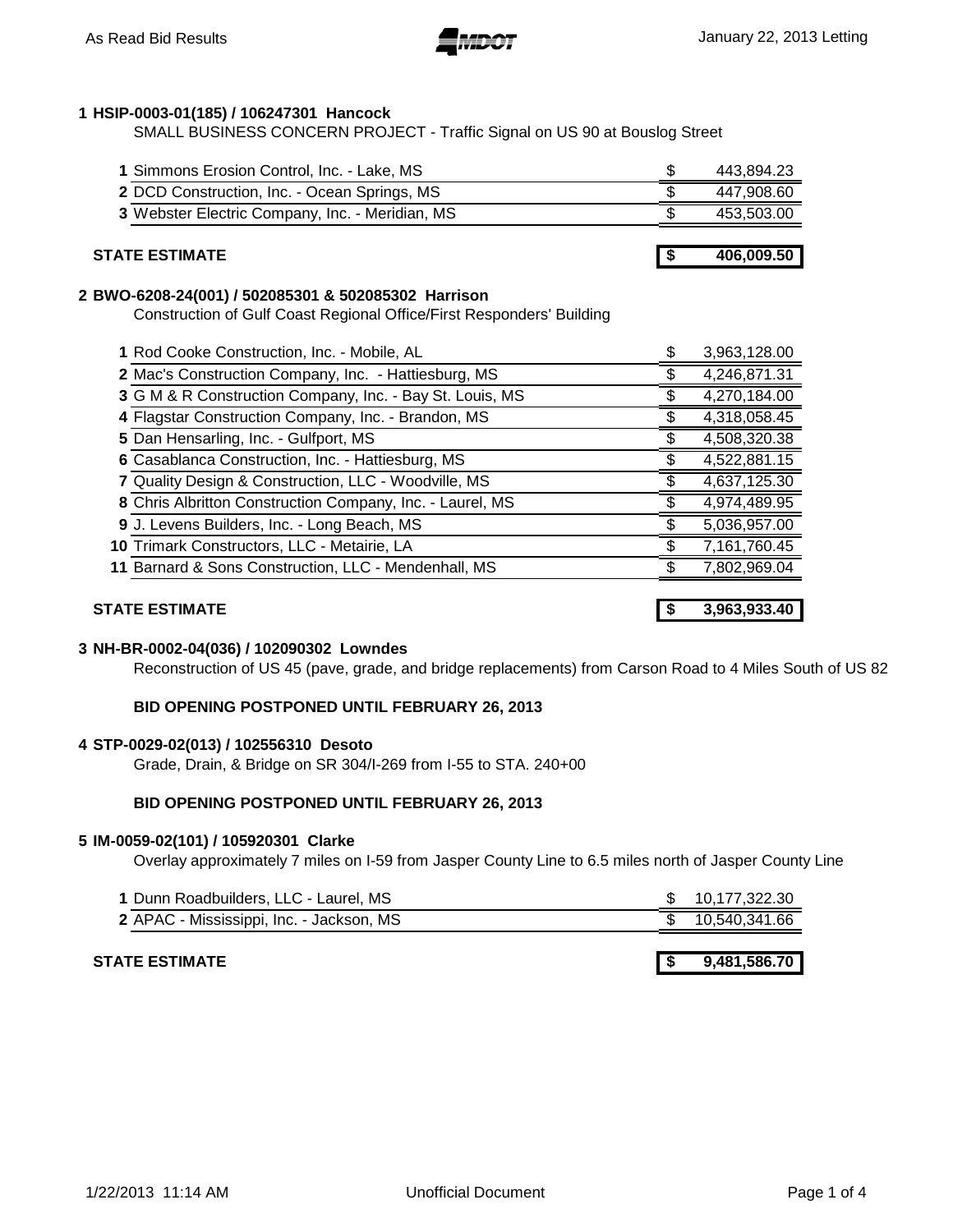## 1 HSIP-0003-01(185) / 106247301 Hancock

SMALL BUSINESS CONCERN PROJECT - Traffic Signal on US 90 at Bouslog Street

| # | Bidder | Amount |
|---|---|---|
| 1 | Simmons Erosion Control, Inc. - Lake, MS | $ 443,894.23 |
| 2 | DCD Construction, Inc. - Ocean Springs, MS | $ 447,908.60 |
| 3 | Webster Electric Company, Inc. - Meridian, MS | $ 453,503.00 |

**STATE ESTIMATE** **$ 406,009.50**

## 2 BWO-6208-24(001) / 502085301 & 502085302 Harrison

Construction of Gulf Coast Regional Office/First Responders' Building

| # | Bidder | Amount |
|---|---|---|
| 1 | Rod Cooke Construction, Inc. - Mobile, AL | $ 3,963,128.00 |
| 2 | Mac's Construction Company, Inc. - Hattiesburg, MS | $ 4,246,871.31 |
| 3 | G M & R Construction Company, Inc. - Bay St. Louis, MS | $ 4,270,184.00 |
| 4 | Flagstar Construction Company, Inc. - Brandon, MS | $ 4,318,058.45 |
| 5 | Dan Hensarling, Inc. - Gulfport, MS | $ 4,508,320.38 |
| 6 | Casablanca Construction, Inc. - Hattiesburg, MS | $ 4,522,881.15 |
| 7 | Quality Design & Construction, LLC - Woodville, MS | $ 4,637,125.30 |
| 8 | Chris Albritton Construction Company, Inc. - Laurel, MS | $ 4,974,489.95 |
| 9 | J. Levens Builders, Inc. - Long Beach, MS | $ 5,036,957.00 |
| 10 | Trimark Constructors, LLC - Metairie, LA | $ 7,161,760.45 |
| 11 | Barnard & Sons Construction, LLC - Mendenhall, MS | $ 7,802,969.04 |

**STATE ESTIMATE** **$ 3,963,933.40**

## 3 NH-BR-0002-04(036) / 102090302 Lowndes

Reconstruction of US 45 (pave, grade, and bridge replacements) from Carson Road to 4 Miles South of US 82

**BID OPENING POSTPONED UNTIL FEBRUARY 26, 2013**

## 4 STP-0029-02(013) / 102556310 Desoto

Grade, Drain, & Bridge on SR 304/I-269 from I-55 to STA. 240+00

**BID OPENING POSTPONED UNTIL FEBRUARY 26, 2013**

## 5 IM-0059-02(101) / 105920301 Clarke

Overlay approximately 7 miles on I-59 from Jasper County Line to 6.5 miles north of Jasper County Line

| # | Bidder | Amount |
|---|---|---|
| 1 | Dunn Roadbuilders, LLC - Laurel, MS | $ 10,177,322.30 |
| 2 | APAC - Mississippi, Inc. - Jackson, MS | $ 10,540,341.66 |

**STATE ESTIMATE** **$ 9,481,586.70**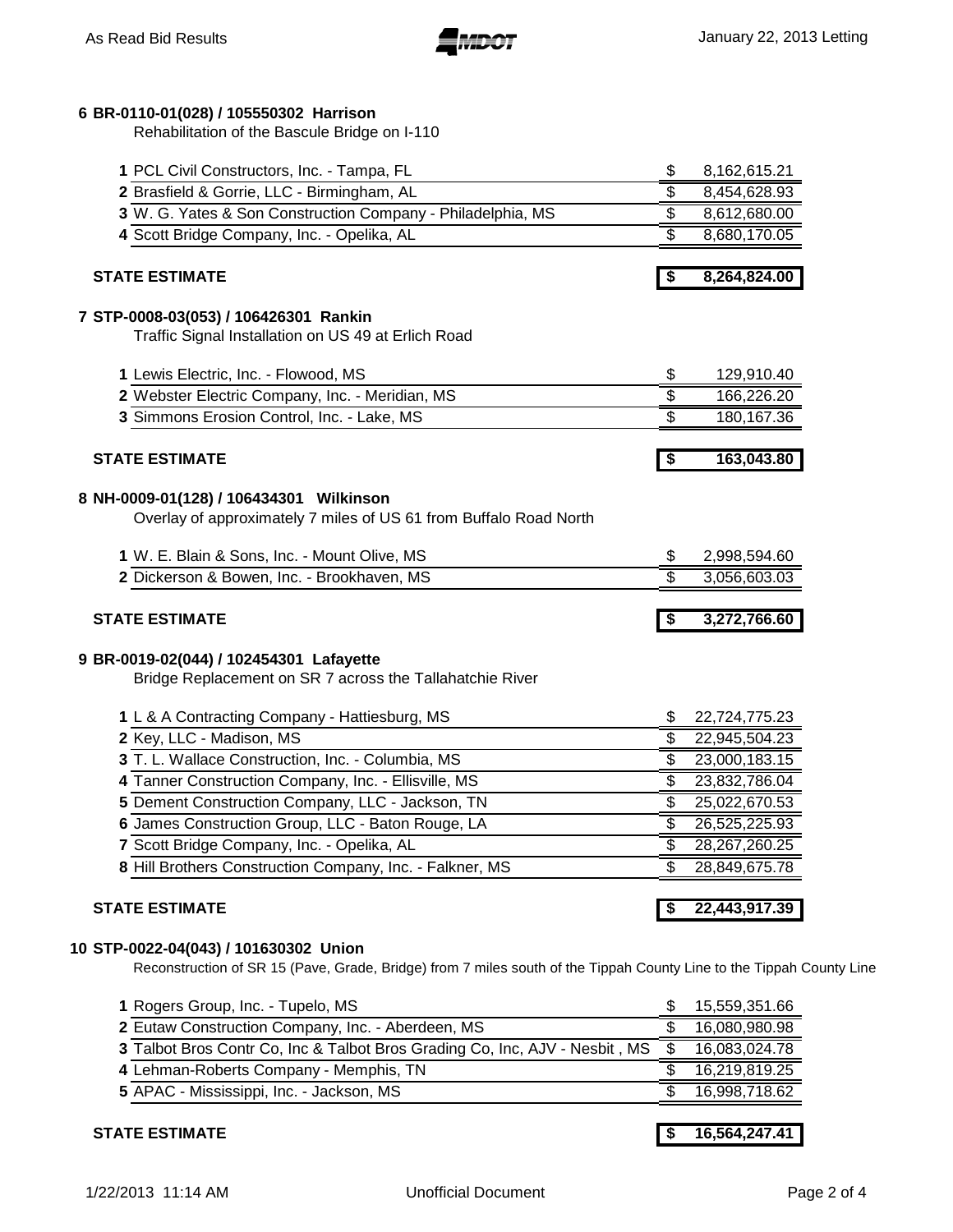### 6 BR-0110-01(028) / 105550302 Harrison

Rehabilitation of the Bascule Bridge on I-110

| # | Bidder | Amount |
|---|---|---|
| 1 | PCL Civil Constructors, Inc. - Tampa, FL | $ 8,162,615.21 |
| 2 | Brasfield & Gorrie, LLC - Birmingham, AL | $ 8,454,628.93 |
| 3 | W. G. Yates & Son Construction Company - Philadelphia, MS | $ 8,612,680.00 |
| 4 | Scott Bridge Company, Inc. - Opelika, AL | $ 8,680,170.05 |
| | **STATE ESTIMATE** | **$ 8,264,824.00** |

### 7 STP-0008-03(053) / 106426301 Rankin

Traffic Signal Installation on US 49 at Erlich Road

| # | Bidder | Amount |
|---|---|---|
| 1 | Lewis Electric, Inc. - Flowood, MS | $ 129,910.40 |
| 2 | Webster Electric Company, Inc. - Meridian, MS | $ 166,226.20 |
| 3 | Simmons Erosion Control, Inc. - Lake, MS | $ 180,167.36 |
| | **STATE ESTIMATE** | **$ 163,043.80** |

### 8 NH-0009-01(128) / 106434301 Wilkinson

Overlay of approximately 7 miles of US 61 from Buffalo Road North

| # | Bidder | Amount |
|---|---|---|
| 1 | W. E. Blain & Sons, Inc. - Mount Olive, MS | $ 2,998,594.60 |
| 2 | Dickerson & Bowen, Inc. - Brookhaven, MS | $ 3,056,603.03 |
| | **STATE ESTIMATE** | **$ 3,272,766.60** |

### 9 BR-0019-02(044) / 102454301 Lafayette

Bridge Replacement on SR 7 across the Tallahatchie River

| # | Bidder | Amount |
|---|---|---|
| 1 | L & A Contracting Company - Hattiesburg, MS | $ 22,724,775.23 |
| 2 | Key, LLC - Madison, MS | $ 22,945,504.23 |
| 3 | T. L. Wallace Construction, Inc. - Columbia, MS | $ 23,000,183.15 |
| 4 | Tanner Construction Company, Inc. - Ellisville, MS | $ 23,832,786.04 |
| 5 | Dement Construction Company, LLC - Jackson, TN | $ 25,022,670.53 |
| 6 | James Construction Group, LLC - Baton Rouge, LA | $ 26,525,225.93 |
| 7 | Scott Bridge Company, Inc. - Opelika, AL | $ 28,267,260.25 |
| 8 | Hill Brothers Construction Company, Inc. - Falkner, MS | $ 28,849,675.78 |
| | **STATE ESTIMATE** | **$ 22,443,917.39** |

### 10 STP-0022-04(043) / 101630302 Union

Reconstruction of SR 15 (Pave, Grade, Bridge) from 7 miles south of the Tippah County Line to the Tippah County Line

| # | Bidder | Amount |
|---|---|---|
| 1 | Rogers Group, Inc. - Tupelo, MS | $ 15,559,351.66 |
| 2 | Eutaw Construction Company, Inc. - Aberdeen, MS | $ 16,080,980.98 |
| 3 | Talbot Bros Contr Co, Inc & Talbot Bros Grading Co, Inc, AJV - Nesbit , MS | $ 16,083,024.78 |
| 4 | Lehman-Roberts Company - Memphis, TN | $ 16,219,819.25 |
| 5 | APAC - Mississippi, Inc. - Jackson, MS | $ 16,998,718.62 |
| | **STATE ESTIMATE** | **$ 16,564,247.41** |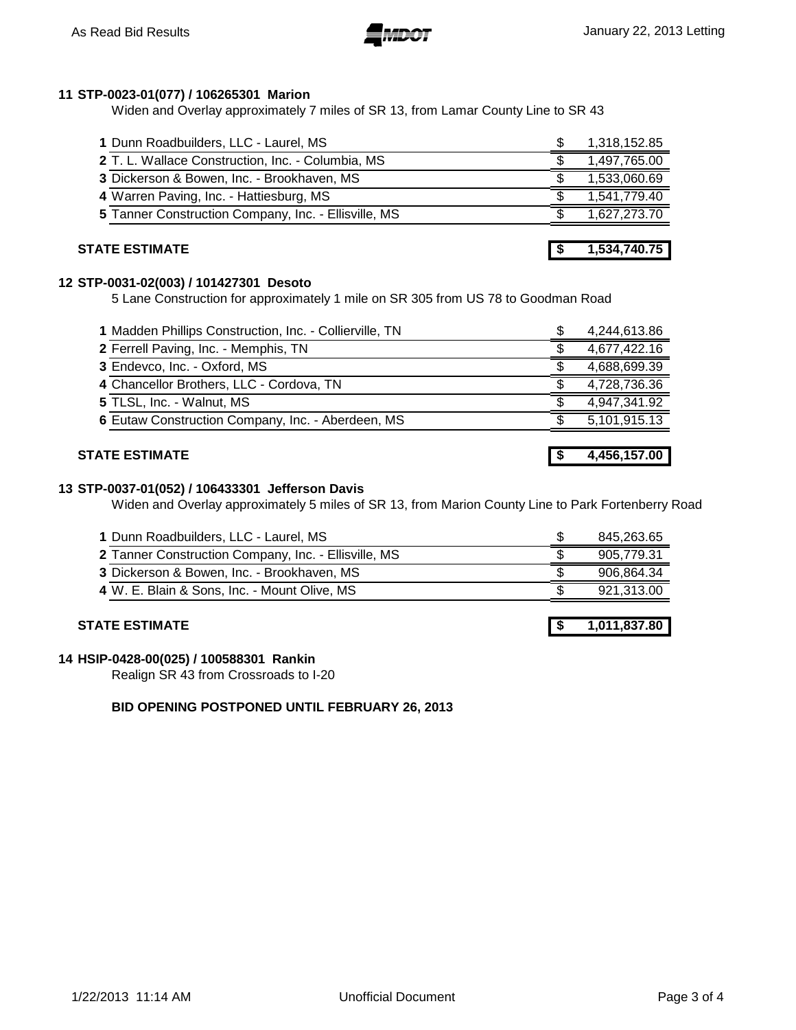## 11 STP-0023-01(077) / 106265301 Marion

Widen and Overlay approximately 7 miles of SR 13, from Lamar County Line to SR 43

| Rank | Bidder | Amount |
|---|---|---|
| 1 | Dunn Roadbuilders, LLC - Laurel, MS | $ 1,318,152.85 |
| 2 | T. L. Wallace Construction, Inc. - Columbia, MS | $ 1,497,765.00 |
| 3 | Dickerson & Bowen, Inc. - Brookhaven, MS | $ 1,533,060.69 |
| 4 | Warren Paving, Inc. - Hattiesburg, MS | $ 1,541,779.40 |
| 5 | Tanner Construction Company, Inc. - Ellisville, MS | $ 1,627,273.70 |

**STATE ESTIMATE** **$ 1,534,740.75**

## 12 STP-0031-02(003) / 101427301 Desoto

5 Lane Construction for approximately 1 mile on SR 305 from US 78 to Goodman Road

| Rank | Bidder | Amount |
|---|---|---|
| 1 | Madden Phillips Construction, Inc. - Collierville, TN | $ 4,244,613.86 |
| 2 | Ferrell Paving, Inc. - Memphis, TN | $ 4,677,422.16 |
| 3 | Endevco, Inc. - Oxford, MS | $ 4,688,699.39 |
| 4 | Chancellor Brothers, LLC - Cordova, TN | $ 4,728,736.36 |
| 5 | TLSL, Inc. - Walnut, MS | $ 4,947,341.92 |
| 6 | Eutaw Construction Company, Inc. - Aberdeen, MS | $ 5,101,915.13 |

**STATE ESTIMATE** **$ 4,456,157.00**

## 13 STP-0037-01(052) / 106433301 Jefferson Davis

Widen and Overlay approximately 5 miles of SR 13, from Marion County Line to Park Fortenberry Road

| Rank | Bidder | Amount |
|---|---|---|
| 1 | Dunn Roadbuilders, LLC - Laurel, MS | $ 845,263.65 |
| 2 | Tanner Construction Company, Inc. - Ellisville, MS | $ 905,779.31 |
| 3 | Dickerson & Bowen, Inc. - Brookhaven, MS | $ 906,864.34 |
| 4 | W. E. Blain & Sons, Inc. - Mount Olive, MS | $ 921,313.00 |

**STATE ESTIMATE** **$ 1,011,837.80**

## 14 HSIP-0428-00(025) / 100588301 Rankin

Realign SR 43 from Crossroads to I-20

**BID OPENING POSTPONED UNTIL FEBRUARY 26, 2013**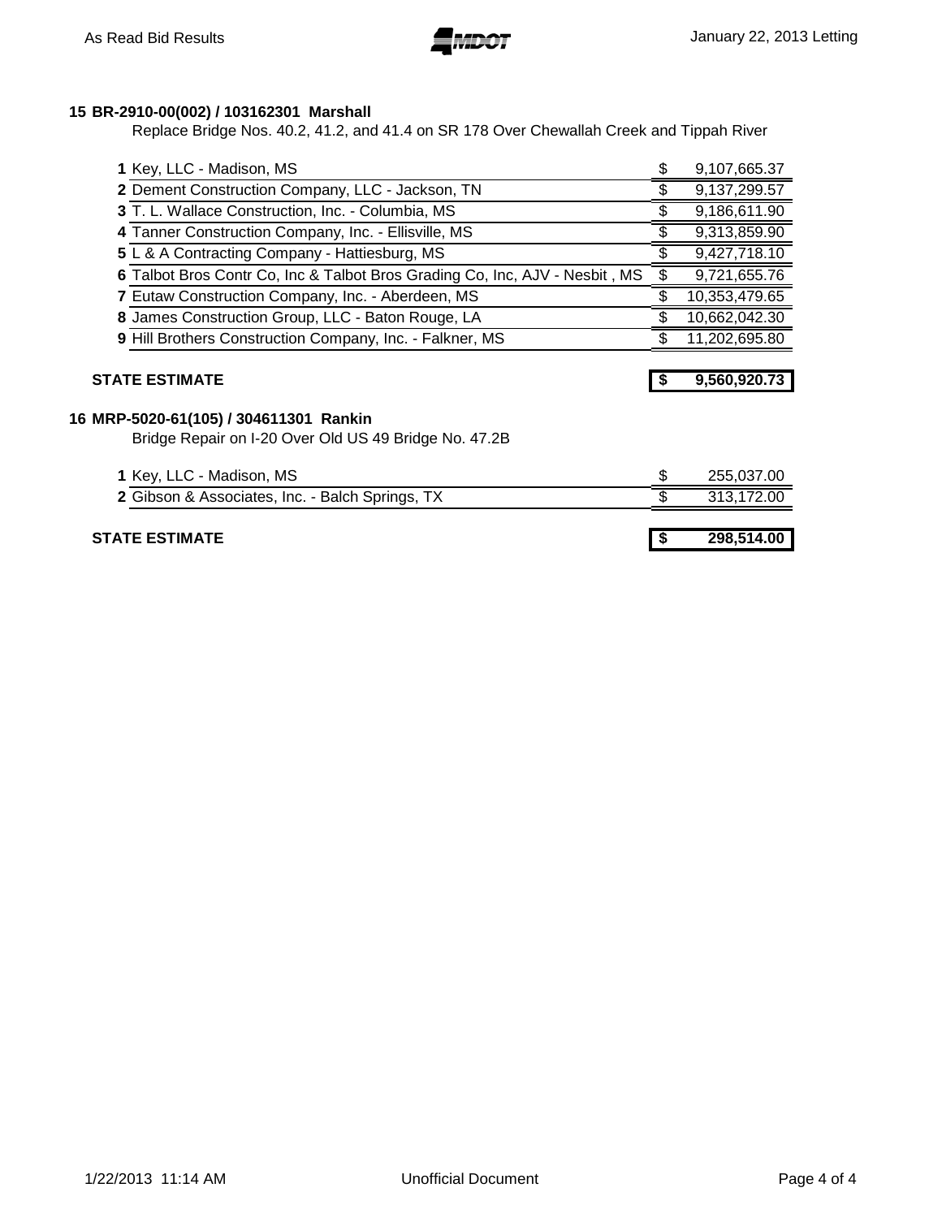**15 BR-2910-00(002) / 103162301 Marshall**

Replace Bridge Nos. 40.2, 41.2, and 41.4 on SR 178 Over Chewallah Creek and Tippah River

| | | |
|---|---|---|
| 1 | Key, LLC - Madison, MS | $ 9,107,665.37 |
| 2 | Dement Construction Company, LLC - Jackson, TN | $ 9,137,299.57 |
| 3 | T. L. Wallace Construction, Inc. - Columbia, MS | $ 9,186,611.90 |
| 4 | Tanner Construction Company, Inc. - Ellisville, MS | $ 9,313,859.90 |
| 5 | L & A Contracting Company - Hattiesburg, MS | $ 9,427,718.10 |
| 6 | Talbot Bros Contr Co, Inc & Talbot Bros Grading Co, Inc, AJV - Nesbit , MS | $ 9,721,655.76 |
| 7 | Eutaw Construction Company, Inc. - Aberdeen, MS | $ 10,353,479.65 |
| 8 | James Construction Group, LLC - Baton Rouge, LA | $ 10,662,042.30 |
| 9 | Hill Brothers Construction Company, Inc. - Falkner, MS | $ 11,202,695.80 |

**STATE ESTIMATE** **$ 9,560,920.73**

**16 MRP-5020-61(105) / 304611301 Rankin**

Bridge Repair on I-20 Over Old US 49 Bridge No. 47.2B

| | | |
|---|---|---|
| 1 | Key, LLC - Madison, MS | $ 255,037.00 |
| 2 | Gibson & Associates, Inc. - Balch Springs, TX | $ 313,172.00 |

**STATE ESTIMATE** **$ 298,514.00**